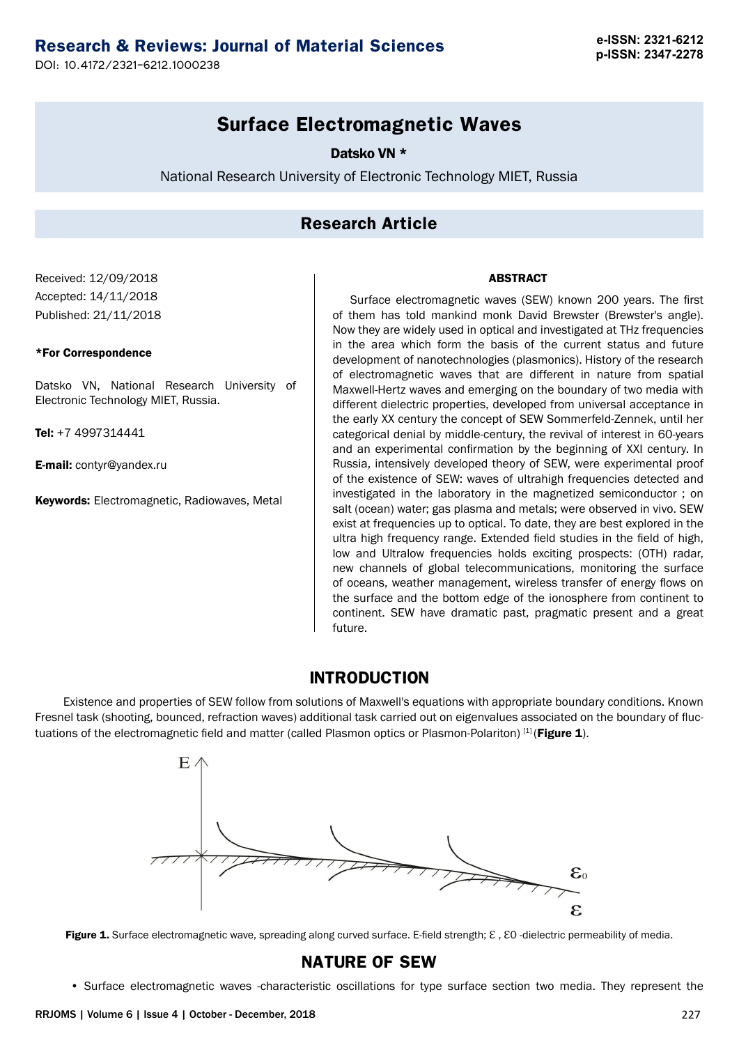# Surface Electromagnetic Waves

**Datsko VN \***

National Research University of Electronic Technology MIET, Russia

## Research Article

Received: 12/09/2018

Accepted: 14/11/2018

Published: 21/11/2018

**\*For Correspondence**

Datsko VN, National Research University of Electronic Technology MIET, Russia.

**Tel:** +7 4997314441

**E-mail:** contyr@yandex.ru

**Keywords:** Electromagnetic, Radiowaves, Metal

### ABSTRACT

Surface electromagnetic waves (SEW) known 200 years. The first of them has told mankind monk David Brewster (Brewster's angle). Now they are widely used in optical and investigated at THz frequencies in the area which form the basis of the current status and future development of nanotechnologies (plasmonics). History of the research of electromagnetic waves that are different in nature from spatial Maxwell-Hertz waves and emerging on the boundary of two media with different dielectric properties, developed from universal acceptance in the early XX century the concept of SEW Sommerfeld-Zennek, until her categorical denial by middle-century, the revival of interest in 60-years and an experimental confirmation by the beginning of XXI century. In Russia, intensively developed theory of SEW, were experimental proof of the existence of SEW: waves of ultrahigh frequencies detected and investigated in the laboratory in the magnetized semiconductor ; on salt (ocean) water; gas plasma and metals; were observed in vivo. SEW exist at frequencies up to optical. To date, they are best explored in the ultra high frequency range. Extended field studies in the field of high, low and Ultralow frequencies holds exciting prospects: (OTH) radar, new channels of global telecommunications, monitoring the surface of oceans, weather management, wireless transfer of energy flows on the surface and the bottom edge of the ionosphere from continent to continent. SEW have dramatic past, pragmatic present and a great future.

## INTRODUCTION

Existence and properties of SEW follow from solutions of Maxwell's equations with appropriate boundary conditions. Known Fresnel task (shooting, bounced, refraction waves) additional task carried out on eigenvalues associated on the boundary of fluctuations of the electromagnetic field and matter (called Plasmon optics or Plasmon-Polariton) [1] (**Figure 1**).

**Figure 1.** Surface electromagnetic wave, spreading along curved surface. E-field strength; $\varepsilon$ , $\varepsilon_0$ -dielectric permeability of media.

## NATURE OF SEW

- Surface electromagnetic waves -characteristic oscillations for type surface section two media. They represent the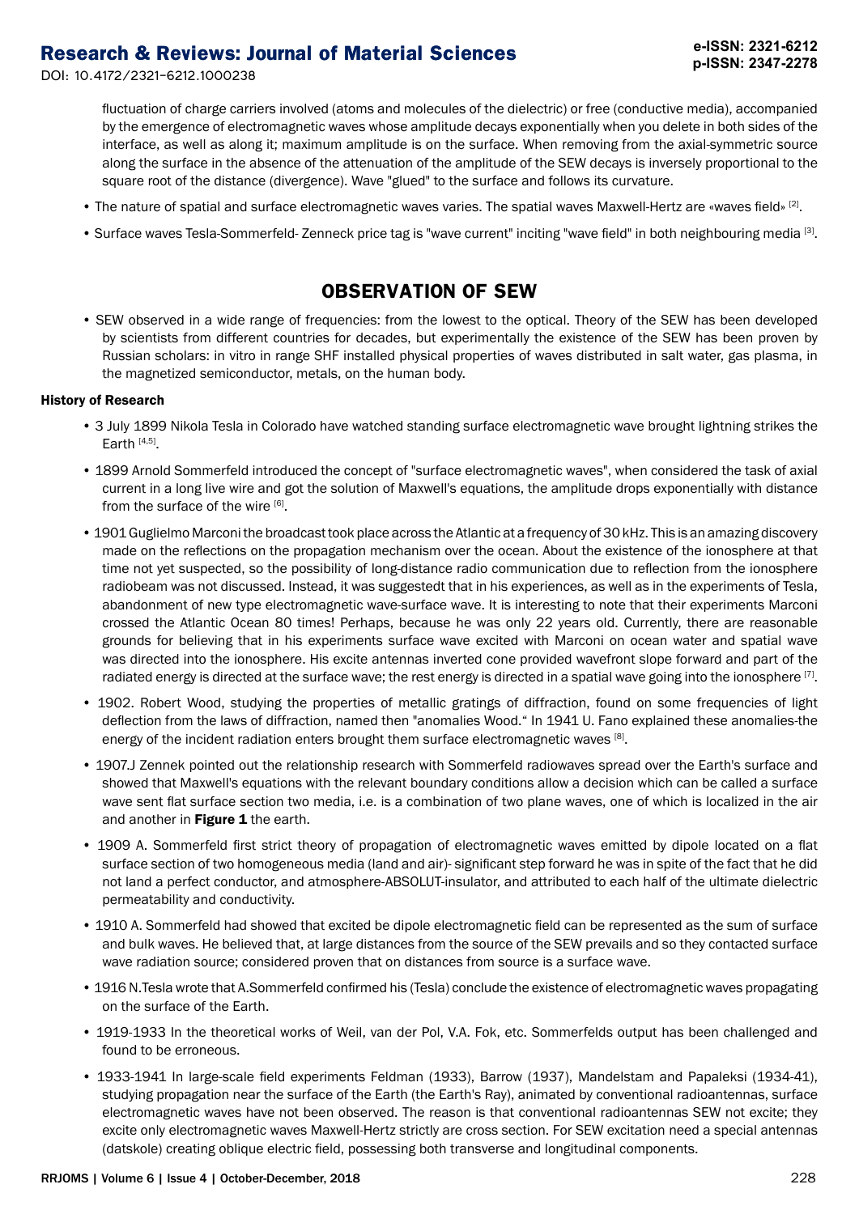fluctuation of charge carriers involved (atoms and molecules of the dielectric) or free (conductive media), accompanied by the emergence of electromagnetic waves whose amplitude decays exponentially when you delete in both sides of the interface, as well as along it; maximum amplitude is on the surface. When removing from the axial-symmetric source along the surface in the absence of the attenuation of the amplitude of the SEW decays is inversely proportional to the square root of the distance (divergence). Wave "glued" to the surface and follows its curvature.

- The nature of spatial and surface electromagnetic waves varies. The spatial waves Maxwell-Hertz are «waves field» [2].
- Surface waves Tesla-Sommerfeld- Zenneck price tag is "wave current" inciting "wave field" in both neighbouring media [3].

## OBSERVATION OF SEW

- SEW observed in a wide range of frequencies: from the lowest to the optical. Theory of the SEW has been developed by scientists from different countries for decades, but experimentally the existence of the SEW has been proven by Russian scholars: in vitro in range SHF installed physical properties of waves distributed in salt water, gas plasma, in the magnetized semiconductor, metals, on the human body.

### History of Research

- 3 July 1899 Nikola Tesla in Colorado have watched standing surface electromagnetic wave brought lightning strikes the Earth [4,5].
- 1899 Arnold Sommerfeld introduced the concept of "surface electromagnetic waves", when considered the task of axial current in a long live wire and got the solution of Maxwell's equations, the amplitude drops exponentially with distance from the surface of the wire [6].
- 1901 Guglielmo Marconi the broadcast took place across the Atlantic at a frequency of 30 kHz. This is an amazing discovery made on the reflections on the propagation mechanism over the ocean. About the existence of the ionosphere at that time not yet suspected, so the possibility of long-distance radio communication due to reflection from the ionosphere radiobeam was not discussed. Instead, it was suggestedt that in his experiences, as well as in the experiments of Tesla, abandonment of new type electromagnetic wave-surface wave. It is interesting to note that their experiments Marconi crossed the Atlantic Ocean 80 times! Perhaps, because he was only 22 years old. Currently, there are reasonable grounds for believing that in his experiments surface wave excited with Marconi on ocean water and spatial wave was directed into the ionosphere. His excite antennas inverted cone provided wavefront slope forward and part of the radiated energy is directed at the surface wave; the rest energy is directed in a spatial wave going into the ionosphere [7].
- 1902. Robert Wood, studying the properties of metallic gratings of diffraction, found on some frequencies of light deflection from the laws of diffraction, named then "anomalies Wood." In 1941 U. Fano explained these anomalies-the energy of the incident radiation enters brought them surface electromagnetic waves [8].
- 1907.J Zennek pointed out the relationship research with Sommerfeld radiowaves spread over the Earth's surface and showed that Maxwell's equations with the relevant boundary conditions allow a decision which can be called a surface wave sent flat surface section two media, i.e. is a combination of two plane waves, one of which is localized in the air and another in **Figure 1** the earth.
- 1909 A. Sommerfeld first strict theory of propagation of electromagnetic waves emitted by dipole located on a flat surface section of two homogeneous media (land and air)- significant step forward he was in spite of the fact that he did not land a perfect conductor, and atmosphere-ABSOLUT-insulator, and attributed to each half of the ultimate dielectric permeatability and conductivity.
- 1910 A. Sommerfeld had showed that excited be dipole electromagnetic field can be represented as the sum of surface and bulk waves. He believed that, at large distances from the source of the SEW prevails and so they contacted surface wave radiation source; considered proven that on distances from source is a surface wave.
- 1916 N.Tesla wrote that A.Sommerfeld confirmed his (Tesla) conclude the existence of electromagnetic waves propagating on the surface of the Earth.
- 1919-1933 In the theoretical works of Weil, van der Pol, V.A. Fok, etc. Sommerfelds output has been challenged and found to be erroneous.
- 1933-1941 In large-scale field experiments Feldman (1933), Barrow (1937), Mandelstam and Papaleksi (1934-41), studying propagation near the surface of the Earth (the Earth's Ray), animated by conventional radioantennas, surface electromagnetic waves have not been observed. The reason is that conventional radioantennas SEW not excite; they excite only electromagnetic waves Maxwell-Hertz strictly are cross section. For SEW excitation need a special antennas (datskole) creating oblique electric field, possessing both transverse and longitudinal components.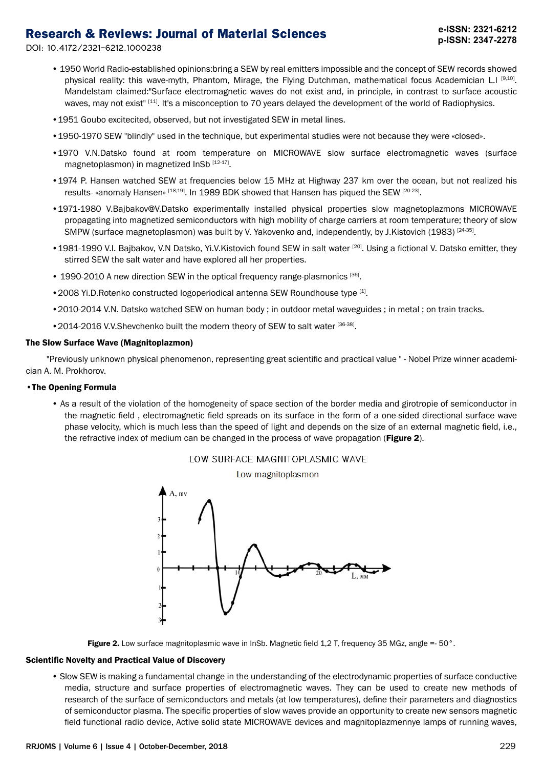- 1950 World Radio-established opinions:bring a SEW by real emitters impossible and the concept of SEW records showed physical reality: this wave-myth, Phantom, Mirage, the Flying Dutchman, mathematical focus Academician L.I [9,10]. Mandelstam claimed:"Surface electromagnetic waves do not exist and, in principle, in contrast to surface acoustic waves, may not exist" [11]. It's a misconception to 70 years delayed the development of the world of Radiophysics.
- 1951 Goubo excitecited, observed, but not investigated SEW in metal lines.
- 1950-1970 SEW "blindly" used in the technique, but experimental studies were not because they were «closed».
- 1970 V.N.Datsko found at room temperature on MICROWAVE slow surface electromagnetic waves (surface magnetoplasmon) in magnetized InSb [12-17].
- 1974 P. Hansen watched SEW at frequencies below 15 MHz at Highway 237 km over the ocean, but not realized his results- «anomaly Hansen» [18,19]. In 1989 BDK showed that Hansen has piqued the SEW [20-23].
- 1971-1980 V.Bajbakov@V.Datsko experimentally installed physical properties slow magnetoplazmons MICROWAVE propagating into magnetized semiconductors with high mobility of charge carriers at room temperature; theory of slow SMPW (surface magnetoplasmon) was built by V. Yakovenko and, independently, by J.Kistovich (1983) [24-35].
- 1981-1990 V.I. Bajbakov, V.N Datsko, Yi.V.Kistovich found SEW in salt water [20]. Using a fictional V. Datsko emitter, they stirred SEW the salt water and have explored all her properties.
- 1990-2010 A new direction SEW in the optical frequency range-plasmonics [36].
- 2008 Yi.D.Rotenko constructed logoperiodical antenna SEW Roundhouse type [1].
- 2010-2014 V.N. Datsko watched SEW on human body ; in outdoor metal waveguides ; in metal ; on train tracks.
- 2014-2016 V.V.Shevchenko built the modern theory of SEW to salt water [36-38].

### The Slow Surface Wave (Magnitoplazmon)

"Previously unknown physical phenomenon, representing great scientific and practical value " - Nobel Prize winner academician A. M. Prokhorov.

- **The Opening Formula**
  - As a result of the violation of the homogeneity of space section of the border media and girotropie of semiconductor in the magnetic field , electromagnetic field spreads on its surface in the form of a one-sided directional surface wave phase velocity, which is much less than the speed of light and depends on the size of an external magnetic field, i.e., the refractive index of medium can be changed in the process of wave propagation (**Figure 2**).

**Figure 2.** Low surface magnitoplasmic wave in InSb. Magnetic field 1,2 T, frequency 35 MGz, angle =- 50°.

### Scientific Novelty and Practical Value of Discovery

- Slow SEW is making a fundamental change in the understanding of the electrodynamic properties of surface conductive media, structure and surface properties of electromagnetic waves. They can be used to create new methods of research of the surface of semiconductors and metals (at low temperatures), define their parameters and diagnostics of semiconductor plasma. The specific properties of slow waves provide an opportunity to create new sensors magnetic field functional radio device, Active solid state MICROWAVE devices and magnitoplazmennye lamps of running waves,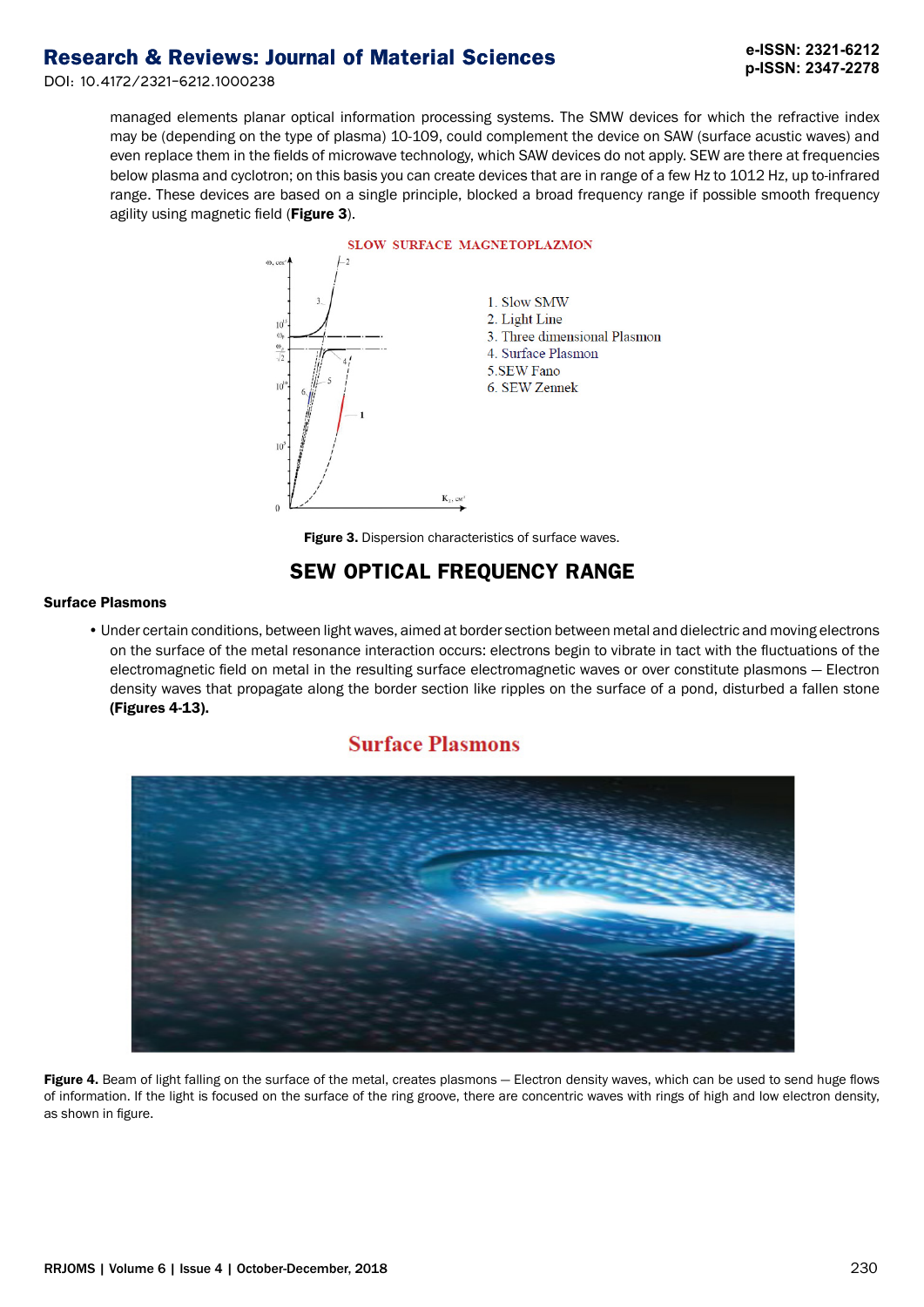managed elements planar optical information processing systems. The SMW devices for which the refractive index may be (depending on the type of plasma) 10-109, could complement the device on SAW (surface acustic waves) and even replace them in the fields of microwave technology, which SAW devices do not apply. SEW are there at frequencies below plasma and cyclotron; on this basis you can create devices that are in range of a few Hz to 1012 Hz, up to-infrared range. These devices are based on a single principle, blocked a broad frequency range if possible smooth frequency agility using magnetic field (**Figure 3**).

SLOW SURFACE MAGNETOPLAZMON

1. Slow SMW
2. Light Line
3. Three dimensional Plasmon
4. Surface Plasmon
5. SEW Fano
6. SEW Zennek

**Figure 3.** Dispersion characteristics of surface waves.

## SEW OPTICAL FREQUENCY RANGE

### Surface Plasmons

- Under certain conditions, between light waves, aimed at border section between metal and dielectric and moving electrons on the surface of the metal resonance interaction occurs: electrons begin to vibrate in tact with the fluctuations of the electromagnetic field on metal in the resulting surface electromagnetic waves or over constitute plasmons — Electron density waves that propagate along the border section like ripples on the surface of a pond, disturbed a fallen stone **(Figures 4-13).**

Surface Plasmons

**Figure 4.** Beam of light falling on the surface of the metal, creates plasmons — Electron density waves, which can be used to send huge flows of information. If the light is focused on the surface of the ring groove, there are concentric waves with rings of high and low electron density, as shown in figure.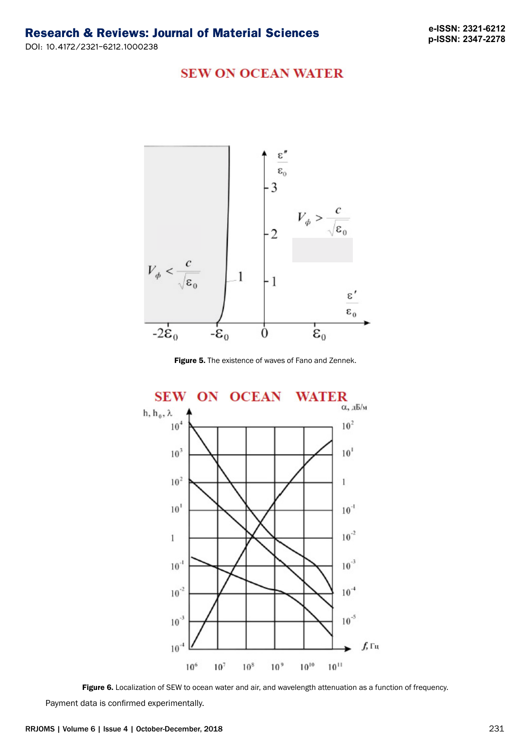SEW ON OCEAN WATER

**Figure 5.** The existence of waves of Fano and Zennek.

SEW ON OCEAN WATER

**Figure 6.** Localization of SEW to ocean water and air, and wavelength attenuation as a function of frequency.

Payment data is confirmed experimentally.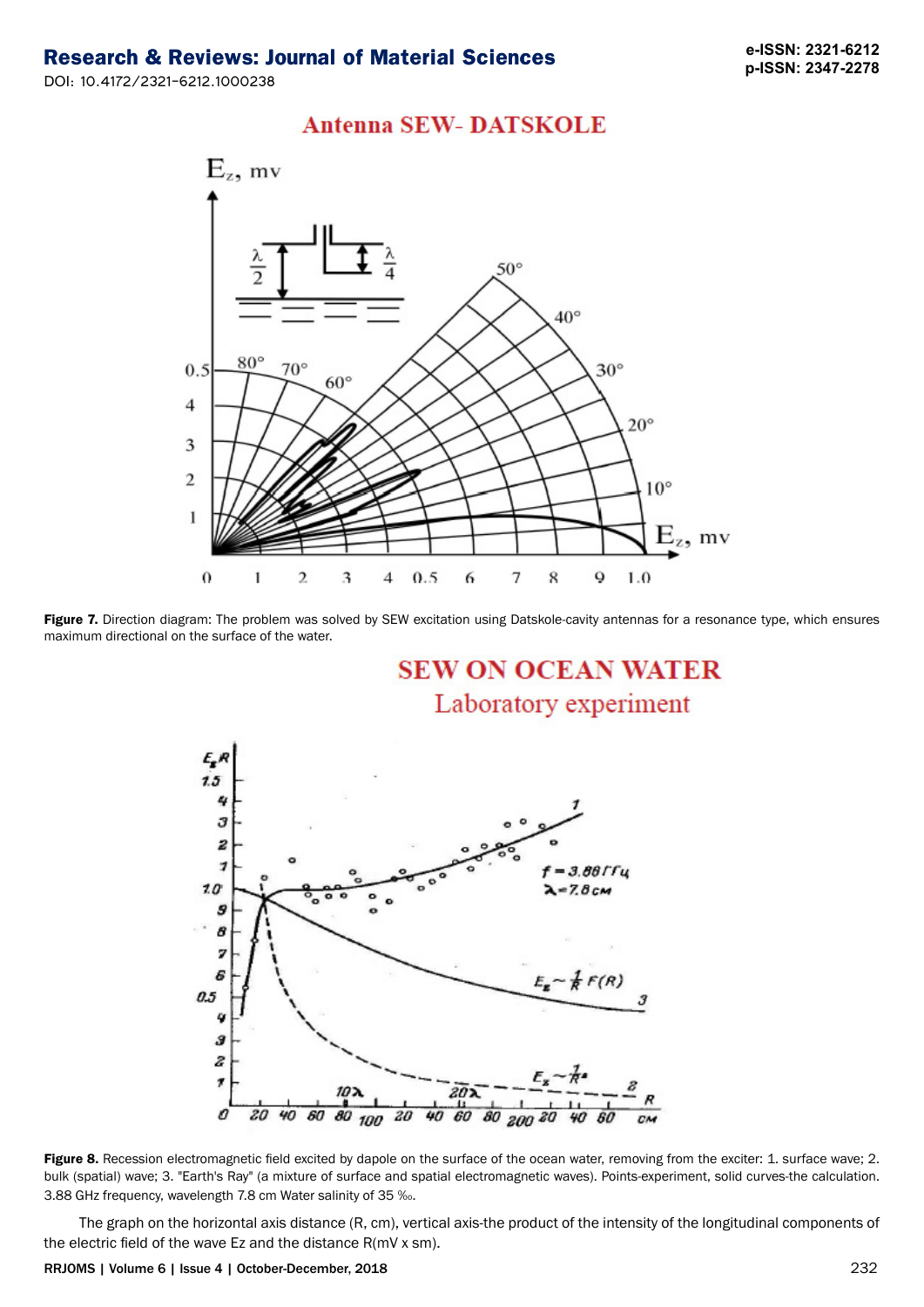**Figure 7.** Direction diagram: The problem was solved by SEW excitation using Datskole-cavity antennas for a resonance type, which ensures maximum directional on the surface of the water.

**Figure 8.** Recession electromagnetic field excited by dapole on the surface of the ocean water, removing from the exciter: 1. surface wave; 2. bulk (spatial) wave; 3. "Earth's Ray" (a mixture of surface and spatial electromagnetic waves). Points-experiment, solid curves-the calculation. 3.88 GHz frequency, wavelength 7.8 cm Water salinity of 35 ‰.

The graph on the horizontal axis distance (R, cm), vertical axis-the product of the intensity of the longitudinal components of the electric field of the wave Ez and the distance R(mV x sm).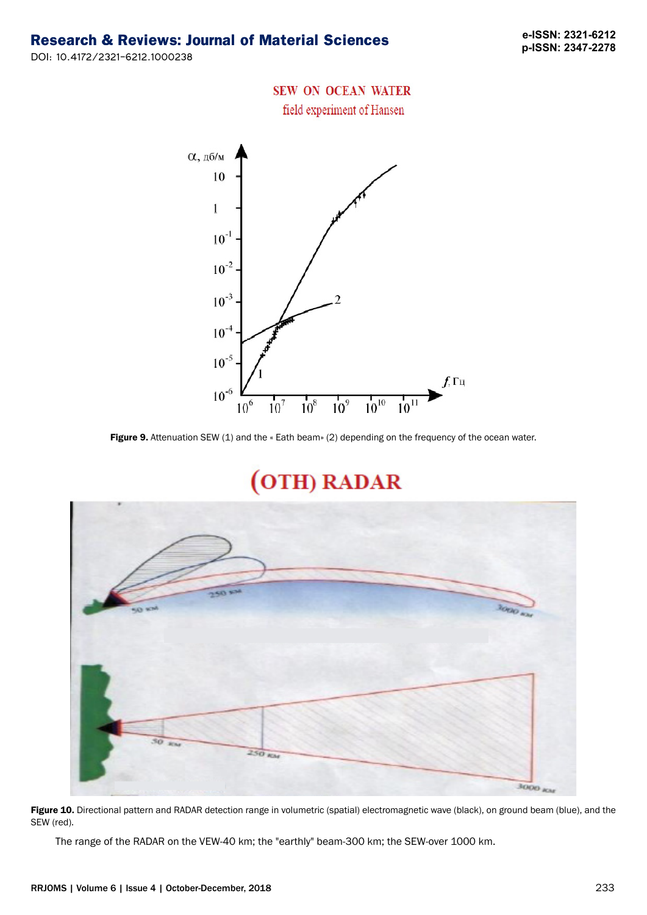**Figure 9.** Attenuation SEW (1) and the « Eath beam» (2) depending on the frequency of the ocean water.

**Figure 10.** Directional pattern and RADAR detection range in volumetric (spatial) electromagnetic wave (black), on ground beam (blue), and the SEW (red).

The range of the RADAR on the VEW-40 km; the "earthly" beam-300 km; the SEW-over 1000 km.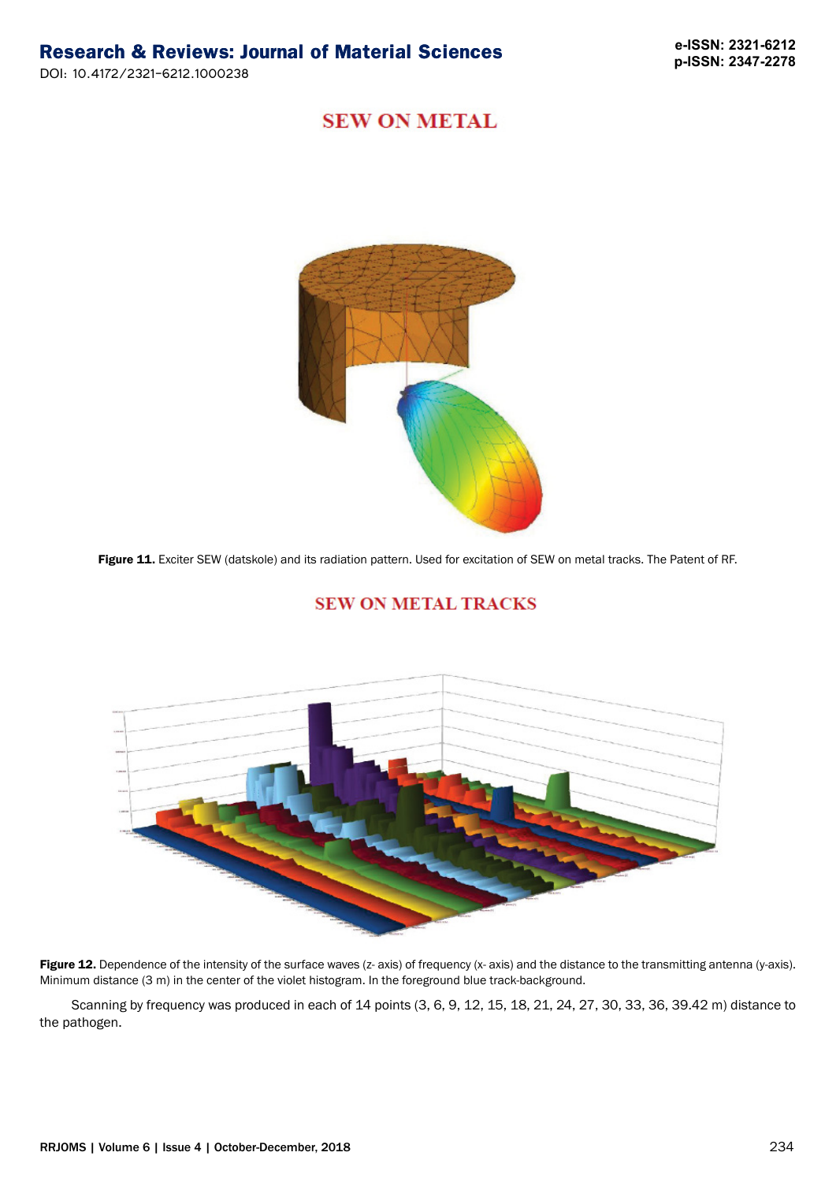SEW ON METAL

**Figure 11.** Exciter SEW (datskole) and its radiation pattern. Used for excitation of SEW on metal tracks. The Patent of RF.

SEW ON METAL TRACKS

**Figure 12.** Dependence of the intensity of the surface waves (z- axis) of frequency (x- axis) and the distance to the transmitting antenna (y-axis). Minimum distance (3 m) in the center of the violet histogram. In the foreground blue track-background.

Scanning by frequency was produced in each of 14 points (3, 6, 9, 12, 15, 18, 21, 24, 27, 30, 33, 36, 39.42 m) distance to the pathogen.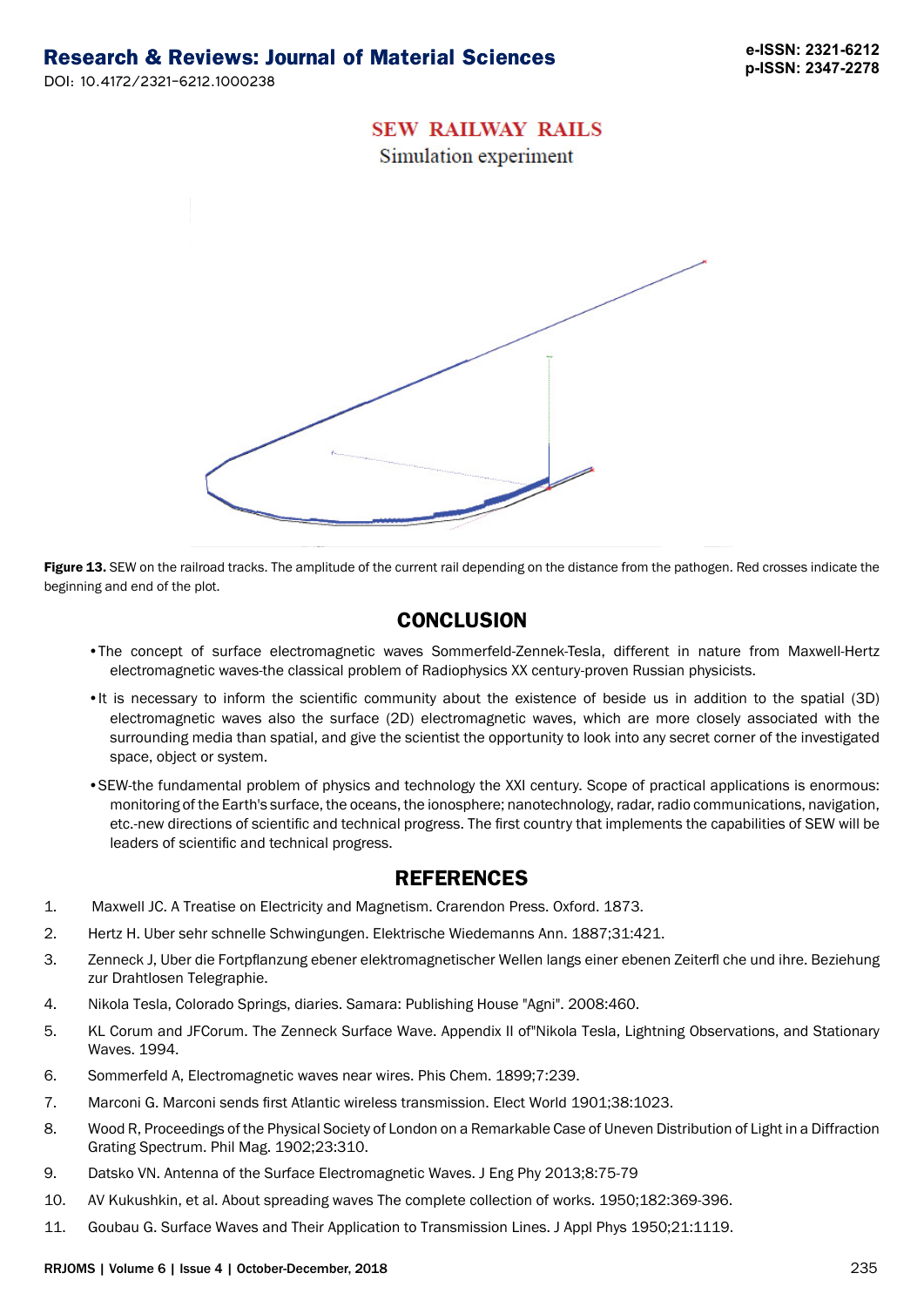SEW RAILWAY RAILS

Simulation experiment

**Figure 13.** SEW on the railroad tracks. The amplitude of the current rail depending on the distance from the pathogen. Red crosses indicate the beginning and end of the plot.

## CONCLUSION

- The concept of surface electromagnetic waves Sommerfeld-Zennek-Tesla, different in nature from Maxwell-Hertz electromagnetic waves-the classical problem of Radiophysics XX century-proven Russian physicists.
- It is necessary to inform the scientific community about the existence of beside us in addition to the spatial (3D) electromagnetic waves also the surface (2D) electromagnetic waves, which are more closely associated with the surrounding media than spatial, and give the scientist the opportunity to look into any secret corner of the investigated space, object or system.
- SEW-the fundamental problem of physics and technology the XXI century. Scope of practical applications is enormous: monitoring of the Earth's surface, the oceans, the ionosphere; nanotechnology, radar, radio communications, navigation, etc.-new directions of scientific and technical progress. The first country that implements the capabilities of SEW will be leaders of scientific and technical progress.

## REFERENCES

1. Maxwell JC. A Treatise on Electricity and Magnetism. Crarendon Press. Oxford. 1873.
2. Hertz H. Uber sehr schnelle Schwingungen. Elektrische Wiedemanns Ann. 1887;31:421.
3. Zenneck J, Uber die Fortpflanzung ebener elektromagnetischer Wellen langs einer ebenen Zeiterfl che und ihre. Beziehung zur Drahtlosen Telegraphie.
4. Nikola Tesla, Colorado Springs, diaries. Samara: Publishing House "Agni". 2008:460.
5. KL Corum and JFCorum. The Zenneck Surface Wave. Appendix II of"Nikola Tesla, Lightning Observations, and Stationary Waves. 1994.
6. Sommerfeld A, Electromagnetic waves near wires. Phis Chem. 1899;7:239.
7. Marconi G. Marconi sends first Atlantic wireless transmission. Elect World 1901;38:1023.
8. Wood R, Proceedings of the Physical Society of London on a Remarkable Case of Uneven Distribution of Light in a Diffraction Grating Spectrum. Phil Mag. 1902;23:310.
9. Datsko VN. Antenna of the Surface Electromagnetic Waves. J Eng Phy 2013;8:75-79
10. AV Kukushkin, et al. About spreading waves The complete collection of works. 1950;182:369-396.
11. Goubau G. Surface Waves and Their Application to Transmission Lines. J Appl Phys 1950;21:1119.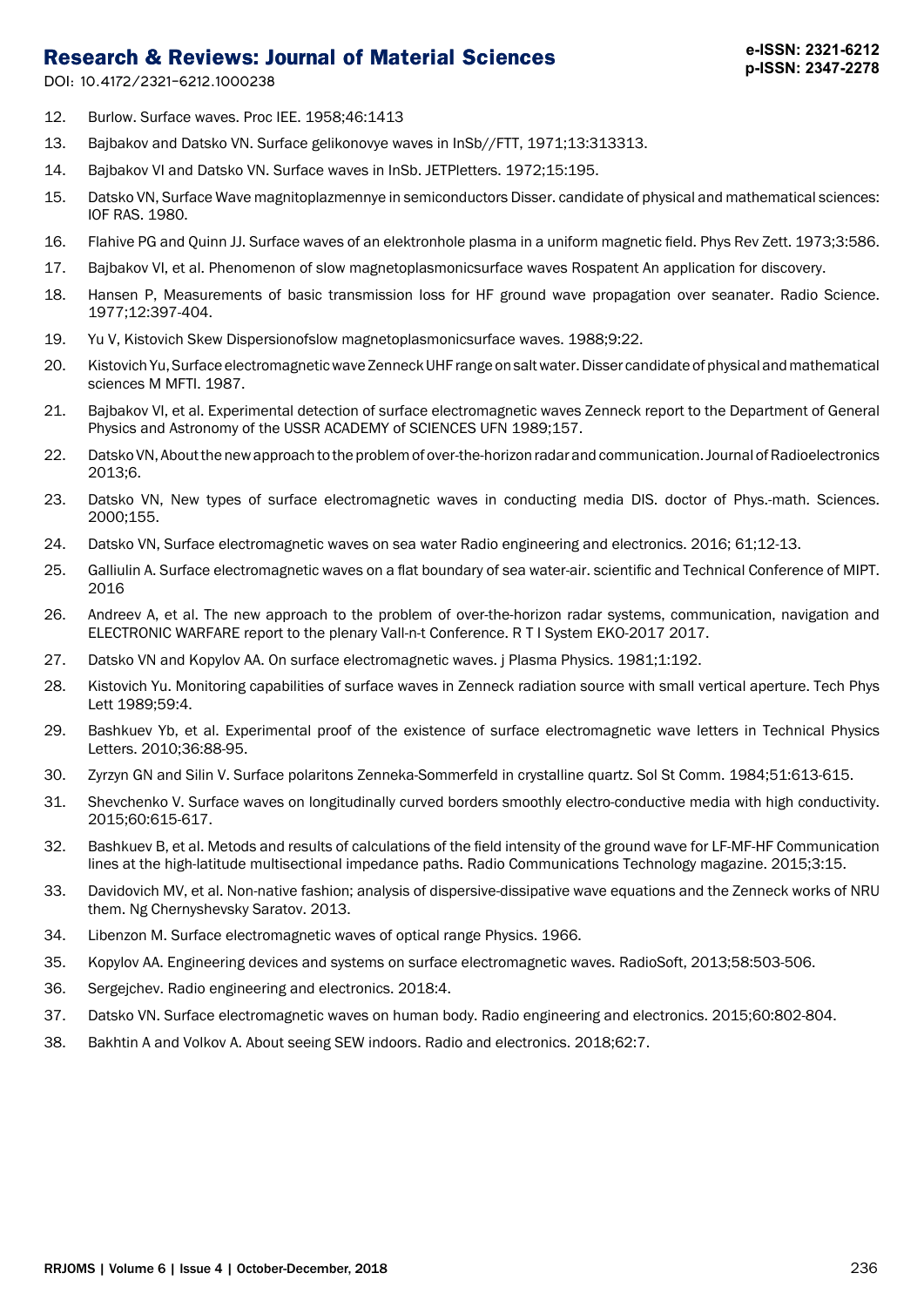12. Burlow. Surface waves. Proc IEE. 1958;46:1413
13. Bajbakov and Datsko VN. Surface gelikonovye waves in InSb//FTT, 1971;13:313313.
14. Bajbakov VI and Datsko VN. Surface waves in InSb. JETPletters. 1972;15:195.
15. Datsko VN, Surface Wave magnitoplazmennye in semiconductors Disser. candidate of physical and mathematical sciences: IOF RAS. 1980.
16. Flahive PG and Quinn JJ. Surface waves of an elektronhole plasma in a uniform magnetic field. Phys Rev Zett. 1973;3:586.
17. Bajbakov VI, et al. Phenomenon of slow magnetoplasmonicsurface waves Rospatent An application for discovery.
18. Hansen P, Measurements of basic transmission loss for HF ground wave propagation over seanater. Radio Science. 1977;12:397-404.
19. Yu V, Kistovich Skew Dispersionofslow magnetoplasmonicsurface waves. 1988;9:22.
20. Kistovich Yu, Surface electromagnetic wave Zenneck UHF range on salt water. Disser candidate of physical and mathematical sciences M MFTI. 1987.
21. Bajbakov VI, et al. Experimental detection of surface electromagnetic waves Zenneck report to the Department of General Physics and Astronomy of the USSR ACADEMY of SCIENCES UFN 1989;157.
22. Datsko VN, About the new approach to the problem of over-the-horizon radar and communication. Journal of Radioelectronics 2013;6.
23. Datsko VN, New types of surface electromagnetic waves in conducting media DIS. doctor of Phys.-math. Sciences. 2000;155.
24. Datsko VN, Surface electromagnetic waves on sea water Radio engineering and electronics. 2016; 61;12-13.
25. Galliulin A. Surface electromagnetic waves on a flat boundary of sea water-air. scientific and Technical Conference of MIPT. 2016
26. Andreev A, et al. The new approach to the problem of over-the-horizon radar systems, communication, navigation and ELECTRONIC WARFARE report to the plenary VaII-n-t Conference. R T I System EKO-2017 2017.
27. Datsko VN and Kopylov AA. On surface electromagnetic waves. j Plasma Physics. 1981;1:192.
28. Kistovich Yu. Monitoring capabilities of surface waves in Zenneck radiation source with small vertical aperture. Tech Phys Lett 1989;59:4.
29. Bashkuev Yb, et al. Experimental proof of the existence of surface electromagnetic wave letters in Technical Physics Letters. 2010;36:88-95.
30. Zyrzyn GN and Silin V. Surface polaritons Zenneka-Sommerfeld in crystalline quartz. Sol St Comm. 1984;51:613-615.
31. Shevchenko V. Surface waves on longitudinally curved borders smoothly electro-conductive media with high conductivity. 2015;60:615-617.
32. Bashkuev B, et al. Metods and results of calculations of the field intensity of the ground wave for LF-MF-HF Communication lines at the high-latitude multisectional impedance paths. Radio Communications Technology magazine. 2015;3:15.
33. Davidovich MV, et al. Non-native fashion; analysis of dispersive-dissipative wave equations and the Zenneck works of NRU them. Ng Chernyshevsky Saratov. 2013.
34. Libenzon M. Surface electromagnetic waves of optical range Physics. 1966.
35. Kopylov AA. Engineering devices and systems on surface electromagnetic waves. RadioSoft, 2013;58:503-506.
36. Sergejchev. Radio engineering and electronics. 2018:4.
37. Datsko VN. Surface electromagnetic waves on human body. Radio engineering and electronics. 2015;60:802-804.
38. Bakhtin A and Volkov A. About seeing SEW indoors. Radio and electronics. 2018;62:7.